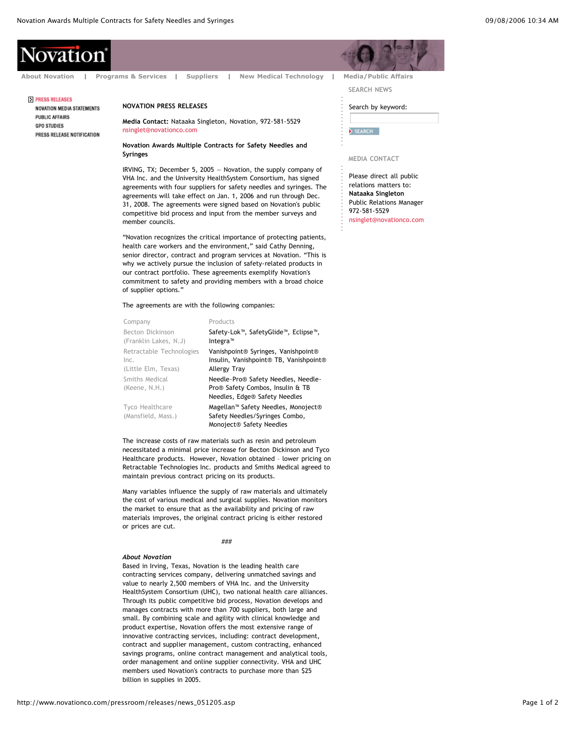Novation

About Novation | Programs & Services | Suppliers | New Medical Technology | Media/Public Affairs

PRESS RELEASES
NOVATION MEDIA STATEMENTS
PUBLIC AFFAIRS
GPO STUDIES
PRESS RELEASE NOTIFICATION

## NOVATION PRESS RELEASES

**Media Contact:** Nataaka Singleton, Novation, 972-581-5529
nsinglet@novationco.com

**Novation Awards Multiple Contracts for Safety Needles and Syringes**

IRVING, TX; December 5, 2005 — Novation, the supply company of VHA Inc. and the University HealthSystem Consortium, has signed agreements with four suppliers for safety needles and syringes. The agreements will take effect on Jan. 1, 2006 and run through Dec. 31, 2008. The agreements were signed based on Novation's public competitive bid process and input from the member surveys and member councils.

"Novation recognizes the critical importance of protecting patients, health care workers and the environment," said Cathy Denning, senior director, contract and program services at Novation. "This is why we actively pursue the inclusion of safety-related products in our contract portfolio. These agreements exemplify Novation's commitment to safety and providing members with a broad choice of supplier options."

The agreements are with the following companies:

| Company | Products |
|---|---|
| Becton Dickinson (Franklin Lakes, N.J) | Safety-Lok™, SafetyGlide™, Eclipse™, Integra™ |
| Retractable Technologies Inc. (Little Elm, Texas) | Vanishpoint® Syringes, Vanishpoint® Insulin, Vanishpoint® TB, Vanishpoint® Allergy Tray |
| Smiths Medical (Keene, N.H.) | Needle-Pro® Safety Needles, Needle-Pro® Safety Combos, Insulin & TB Needles, Edge® Safety Needles |
| Tyco Healthcare (Mansfield, Mass.) | Magellan™ Safety Needles, Monoject® Safety Needles/Syringes Combo, Monoject® Safety Needles |

The increase costs of raw materials such as resin and petroleum necessitated a minimal price increase for Becton Dickinson and Tyco Healthcare products. However, Novation obtained – lower pricing on Retractable Technologies Inc. products and Smiths Medical agreed to maintain previous contract pricing on its products.

Many variables influence the supply of raw materials and ultimately the cost of various medical and surgical supplies. Novation monitors the market to ensure that as the availability and pricing of raw materials improves, the original contract pricing is either restored or prices are cut.

###

***About Novation***
Based in Irving, Texas, Novation is the leading health care contracting services company, delivering unmatched savings and value to nearly 2,500 members of VHA Inc. and the University HealthSystem Consortium (UHC), two national health care alliances. Through its public competitive bid process, Novation develops and manages contracts with more than 700 suppliers, both large and small. By combining scale and agility with clinical knowledge and product expertise, Novation offers the most extensive range of innovative contracting services, including: contract development, contract and supplier management, custom contracting, enhanced savings programs, online contract management and analytical tools, order management and online supplier connectivity. VHA and UHC members used Novation's contracts to purchase more than $25 billion in supplies in 2005.

SEARCH NEWS

Search by keyword:

SEARCH

MEDIA CONTACT

Please direct all public relations matters to:
**Nataaka Singleton**
Public Relations Manager
972-581-5529
nsinglet@novationco.com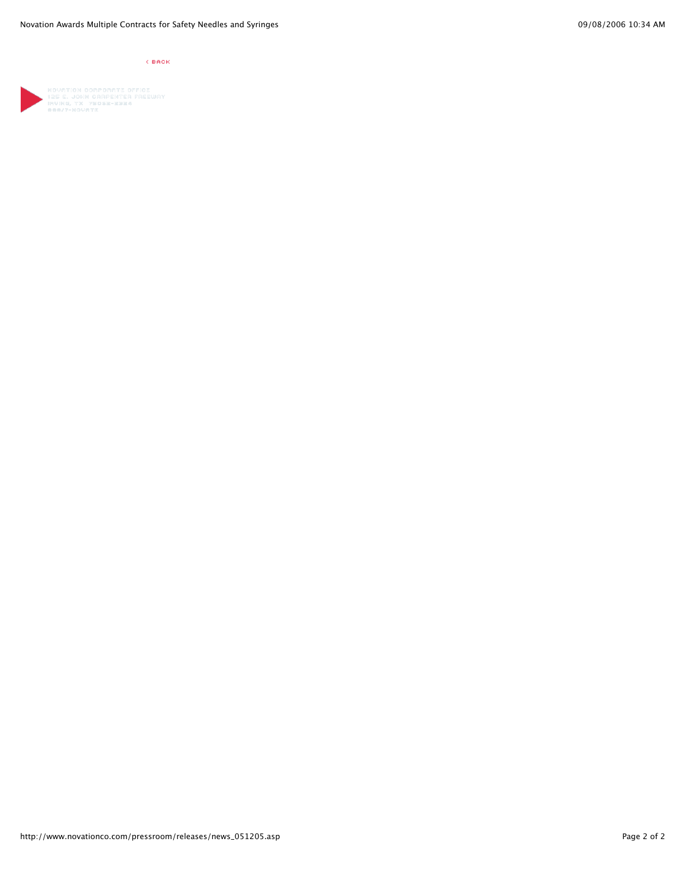< BACK

NOVATION CORPORATE OFFICE
125 E. JOHN CARPENTER FREEWAY
IRVING, TX 75062-2324
888/7-NOVATE